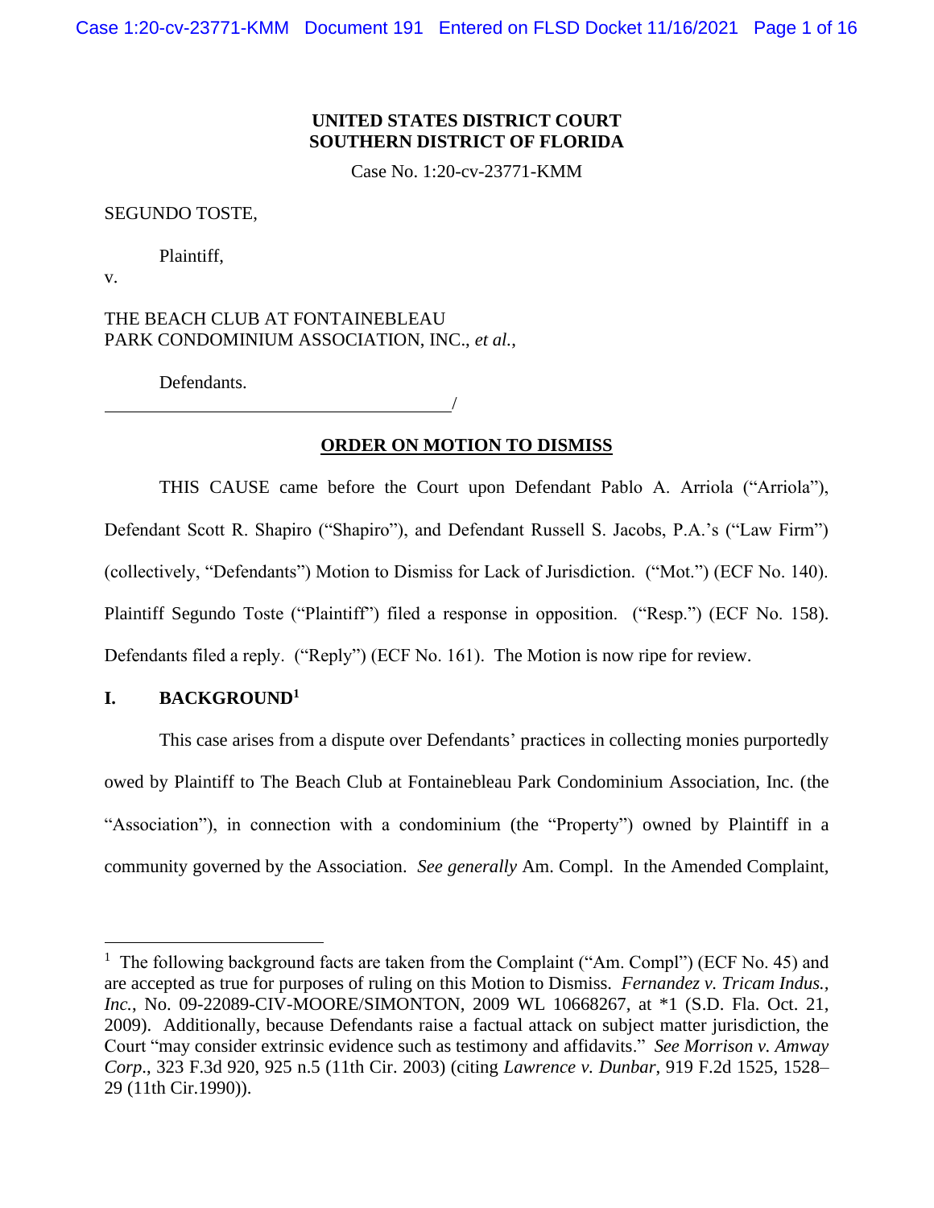**UNITED STATES DISTRICT COURT**
**SOUTHERN DISTRICT OF FLORIDA**

Case No. 1:20-cv-23771-KMM

SEGUNDO TOSTE,

Plaintiff,

v.

THE BEACH CLUB AT FONTAINEBLEAU PARK CONDOMINIUM ASSOCIATION, INC., *et al.*,

Defendants.

______________________________________/

**ORDER ON MOTION TO DISMISS**

THIS CAUSE came before the Court upon Defendant Pablo A. Arriola ("Arriola"), Defendant Scott R. Shapiro ("Shapiro"), and Defendant Russell S. Jacobs, P.A.'s ("Law Firm") (collectively, "Defendants") Motion to Dismiss for Lack of Jurisdiction. ("Mot.") (ECF No. 140). Plaintiff Segundo Toste ("Plaintiff") filed a response in opposition. ("Resp.") (ECF No. 158). Defendants filed a reply. ("Reply") (ECF No. 161). The Motion is now ripe for review.

## I. BACKGROUND[1]

This case arises from a dispute over Defendants' practices in collecting monies purportedly owed by Plaintiff to The Beach Club at Fontainebleau Park Condominium Association, Inc. (the "Association"), in connection with a condominium (the "Property") owned by Plaintiff in a community governed by the Association. *See generally* Am. Compl. In the Amended Complaint,

[1] The following background facts are taken from the Complaint ("Am. Compl") (ECF No. 45) and are accepted as true for purposes of ruling on this Motion to Dismiss. *Fernandez v. Tricam Indus., Inc.*, No. 09-22089-CIV-MOORE/SIMONTON, 2009 WL 10668267, at *1 (S.D. Fla. Oct. 21, 2009). Additionally, because Defendants raise a factual attack on subject matter jurisdiction, the Court "may consider extrinsic evidence such as testimony and affidavits." *See Morrison v. Amway Corp*., 323 F.3d 920, 925 n.5 (11th Cir. 2003) (citing *Lawrence v. Dunbar*, 919 F.2d 1525, 1528–29 (11th Cir.1990)).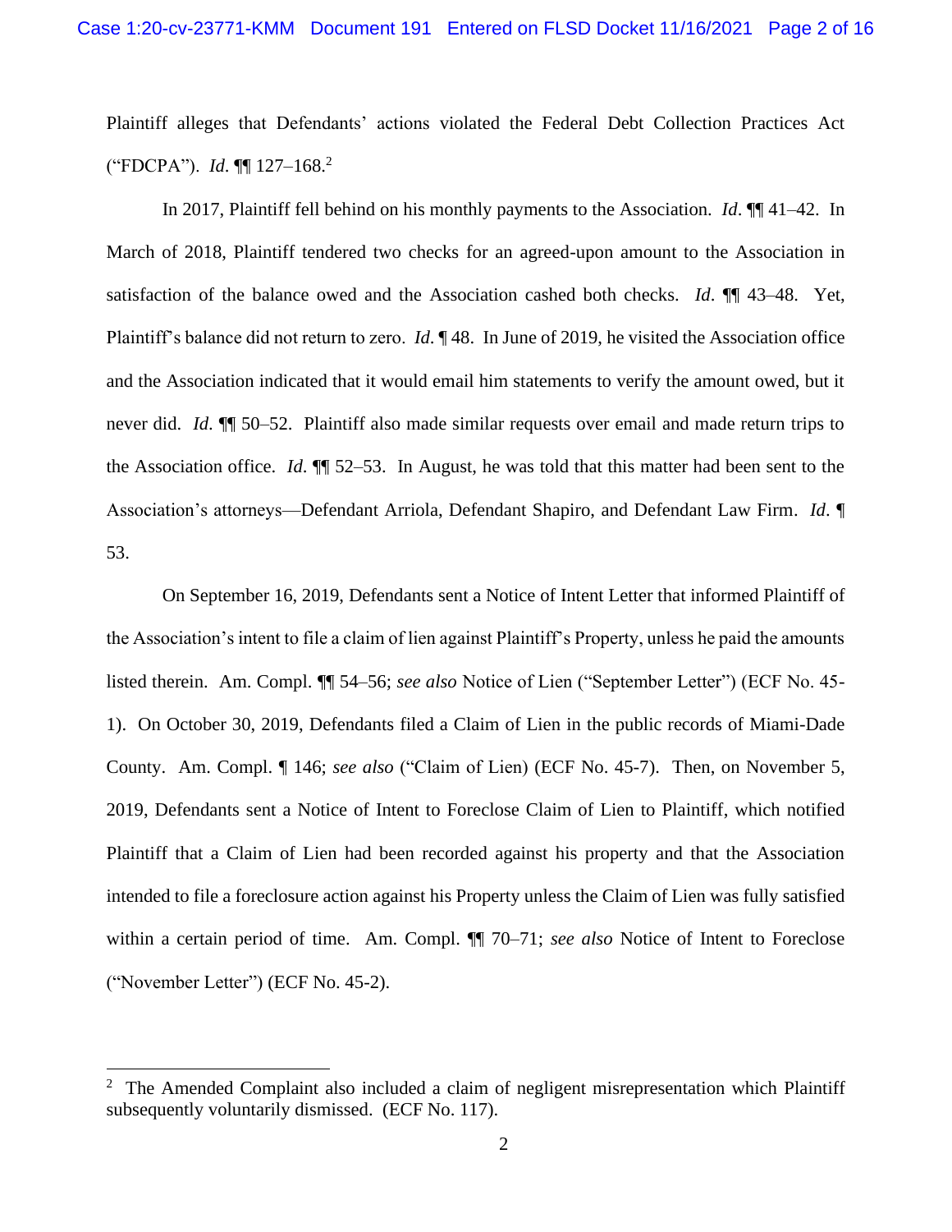Plaintiff alleges that Defendants' actions violated the Federal Debt Collection Practices Act ("FDCPA"). *Id*. ¶¶ 127–168.[2]

In 2017, Plaintiff fell behind on his monthly payments to the Association. *Id*. ¶¶ 41–42. In March of 2018, Plaintiff tendered two checks for an agreed-upon amount to the Association in satisfaction of the balance owed and the Association cashed both checks. *Id*. ¶¶ 43–48. Yet, Plaintiff's balance did not return to zero. *Id*. ¶ 48. In June of 2019, he visited the Association office and the Association indicated that it would email him statements to verify the amount owed, but it never did. *Id*. ¶¶ 50–52. Plaintiff also made similar requests over email and made return trips to the Association office. *Id*. ¶¶ 52–53. In August, he was told that this matter had been sent to the Association's attorneys—Defendant Arriola, Defendant Shapiro, and Defendant Law Firm. *Id*. ¶ 53.

On September 16, 2019, Defendants sent a Notice of Intent Letter that informed Plaintiff of the Association's intent to file a claim of lien against Plaintiff's Property, unless he paid the amounts listed therein. Am. Compl. ¶¶ 54–56; *see also* Notice of Lien ("September Letter") (ECF No. 45-1). On October 30, 2019, Defendants filed a Claim of Lien in the public records of Miami-Dade County. Am. Compl. ¶ 146; *see also* ("Claim of Lien) (ECF No. 45-7). Then, on November 5, 2019, Defendants sent a Notice of Intent to Foreclose Claim of Lien to Plaintiff, which notified Plaintiff that a Claim of Lien had been recorded against his property and that the Association intended to file a foreclosure action against his Property unless the Claim of Lien was fully satisfied within a certain period of time. Am. Compl. ¶¶ 70–71; *see also* Notice of Intent to Foreclose ("November Letter") (ECF No. 45-2).

---

[2] The Amended Complaint also included a claim of negligent misrepresentation which Plaintiff subsequently voluntarily dismissed. (ECF No. 117).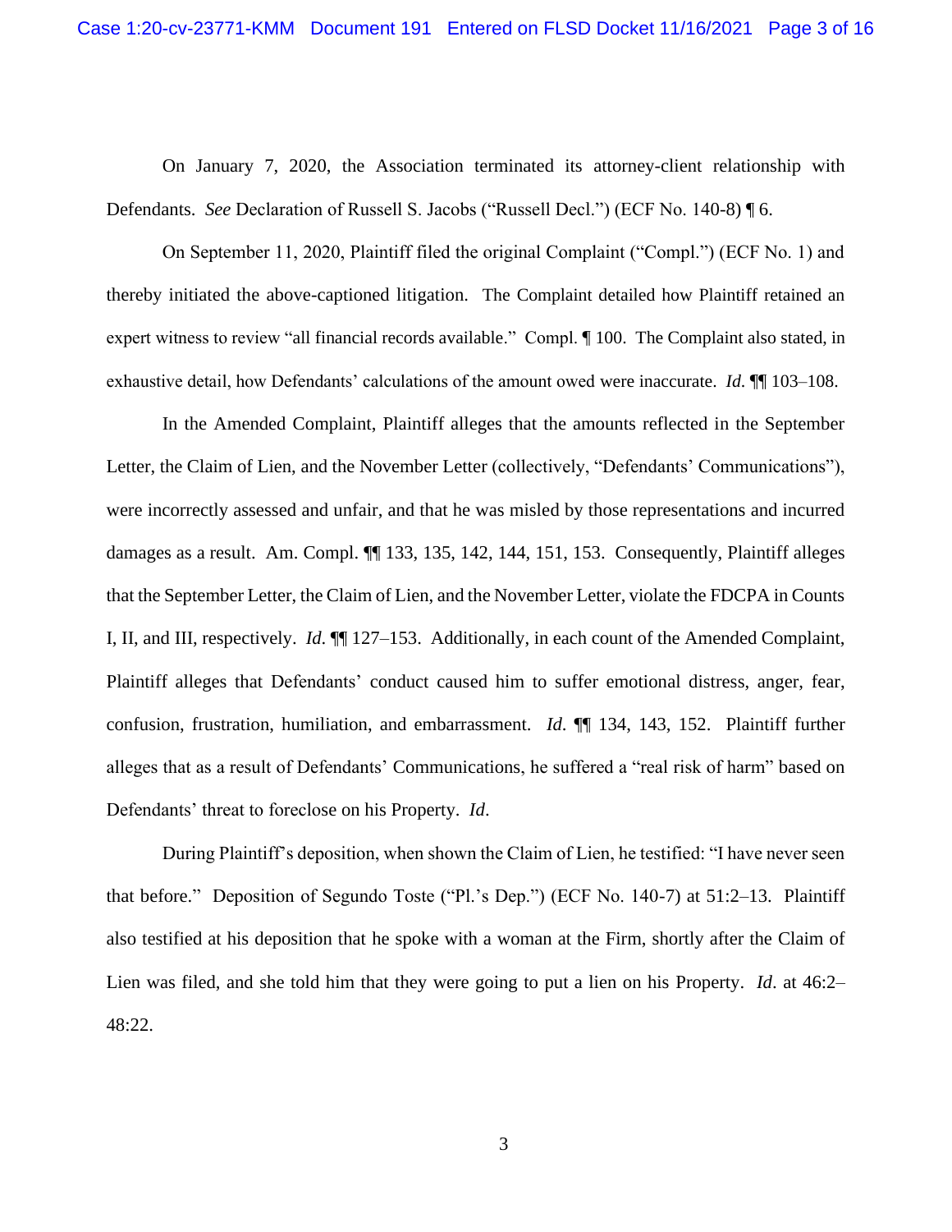On January 7, 2020, the Association terminated its attorney-client relationship with Defendants. *See* Declaration of Russell S. Jacobs ("Russell Decl.") (ECF No. 140-8) ¶ 6.

On September 11, 2020, Plaintiff filed the original Complaint ("Compl.") (ECF No. 1) and thereby initiated the above-captioned litigation. The Complaint detailed how Plaintiff retained an expert witness to review "all financial records available." Compl. ¶ 100. The Complaint also stated, in exhaustive detail, how Defendants' calculations of the amount owed were inaccurate. *Id.* ¶¶ 103–108.

In the Amended Complaint, Plaintiff alleges that the amounts reflected in the September Letter, the Claim of Lien, and the November Letter (collectively, "Defendants' Communications"), were incorrectly assessed and unfair, and that he was misled by those representations and incurred damages as a result. Am. Compl. ¶¶ 133, 135, 142, 144, 151, 153. Consequently, Plaintiff alleges that the September Letter, the Claim of Lien, and the November Letter, violate the FDCPA in Counts I, II, and III, respectively. *Id.* ¶¶ 127–153. Additionally, in each count of the Amended Complaint, Plaintiff alleges that Defendants' conduct caused him to suffer emotional distress, anger, fear, confusion, frustration, humiliation, and embarrassment. *Id.* ¶¶ 134, 143, 152. Plaintiff further alleges that as a result of Defendants' Communications, he suffered a "real risk of harm" based on Defendants' threat to foreclose on his Property. *Id.*

During Plaintiff's deposition, when shown the Claim of Lien, he testified: "I have never seen that before." Deposition of Segundo Toste ("Pl.'s Dep.") (ECF No. 140-7) at 51:2–13. Plaintiff also testified at his deposition that he spoke with a woman at the Firm, shortly after the Claim of Lien was filed, and she told him that they were going to put a lien on his Property. *Id.* at 46:2–48:22.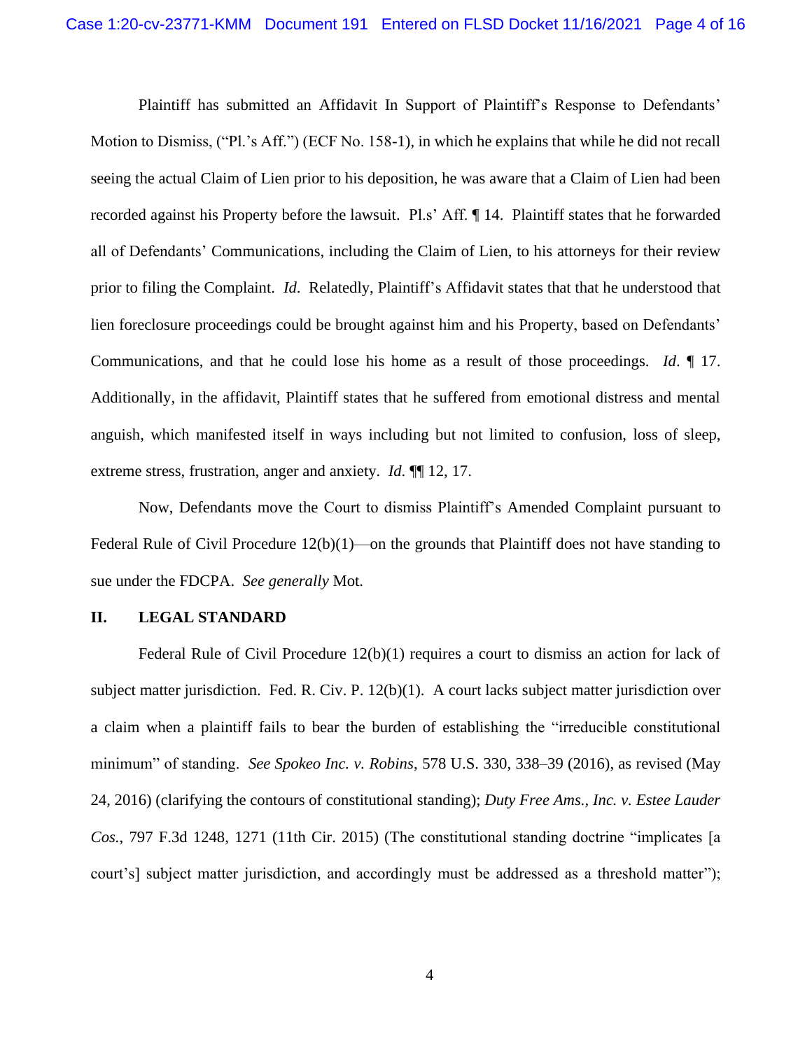Plaintiff has submitted an Affidavit In Support of Plaintiff's Response to Defendants' Motion to Dismiss, ("Pl.'s Aff.") (ECF No. 158-1), in which he explains that while he did not recall seeing the actual Claim of Lien prior to his deposition, he was aware that a Claim of Lien had been recorded against his Property before the lawsuit. Pl.s' Aff. ¶ 14. Plaintiff states that he forwarded all of Defendants' Communications, including the Claim of Lien, to his attorneys for their review prior to filing the Complaint. *Id.* Relatedly, Plaintiff's Affidavit states that that he understood that lien foreclosure proceedings could be brought against him and his Property, based on Defendants' Communications, and that he could lose his home as a result of those proceedings. *Id.* ¶ 17. Additionally, in the affidavit, Plaintiff states that he suffered from emotional distress and mental anguish, which manifested itself in ways including but not limited to confusion, loss of sleep, extreme stress, frustration, anger and anxiety. *Id.* ¶¶ 12, 17.

Now, Defendants move the Court to dismiss Plaintiff's Amended Complaint pursuant to Federal Rule of Civil Procedure 12(b)(1)—on the grounds that Plaintiff does not have standing to sue under the FDCPA. *See generally* Mot.

## II. LEGAL STANDARD

Federal Rule of Civil Procedure 12(b)(1) requires a court to dismiss an action for lack of subject matter jurisdiction. Fed. R. Civ. P. 12(b)(1). A court lacks subject matter jurisdiction over a claim when a plaintiff fails to bear the burden of establishing the "irreducible constitutional minimum" of standing. *See Spokeo Inc. v. Robins*, 578 U.S. 330, 338–39 (2016), as revised (May 24, 2016) (clarifying the contours of constitutional standing); *Duty Free Ams., Inc. v. Estee Lauder Cos.*, 797 F.3d 1248, 1271 (11th Cir. 2015) (The constitutional standing doctrine "implicates [a court's] subject matter jurisdiction, and accordingly must be addressed as a threshold matter");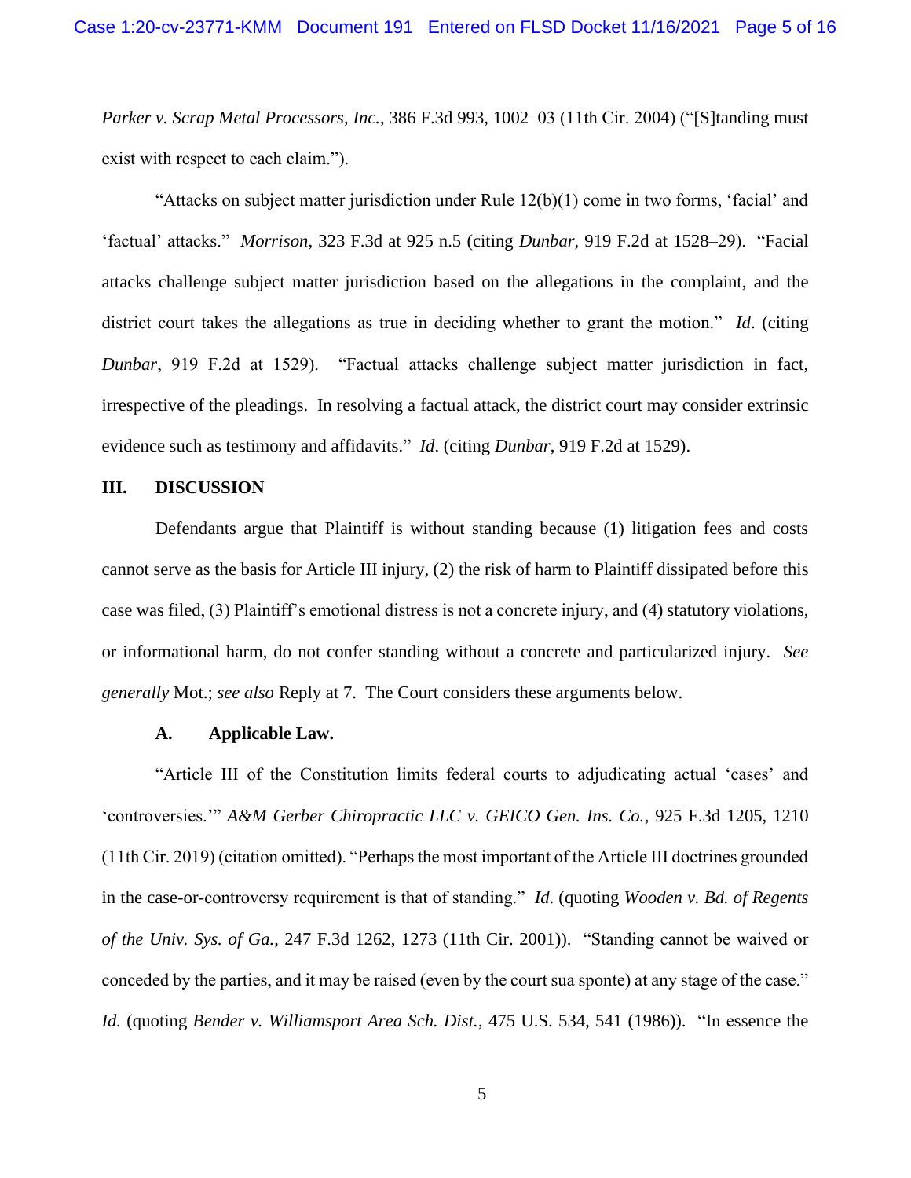*Parker v. Scrap Metal Processors, Inc.*, 386 F.3d 993, 1002–03 (11th Cir. 2004) ("[S]tanding must exist with respect to each claim.").

"Attacks on subject matter jurisdiction under Rule 12(b)(1) come in two forms, 'facial' and 'factual' attacks." *Morrison*, 323 F.3d at 925 n.5 (citing *Dunbar*, 919 F.2d at 1528–29). "Facial attacks challenge subject matter jurisdiction based on the allegations in the complaint, and the district court takes the allegations as true in deciding whether to grant the motion." *Id*. (citing *Dunbar*, 919 F.2d at 1529). "Factual attacks challenge subject matter jurisdiction in fact, irrespective of the pleadings. In resolving a factual attack, the district court may consider extrinsic evidence such as testimony and affidavits." *Id*. (citing *Dunbar*, 919 F.2d at 1529).

## III. DISCUSSION

Defendants argue that Plaintiff is without standing because (1) litigation fees and costs cannot serve as the basis for Article III injury, (2) the risk of harm to Plaintiff dissipated before this case was filed, (3) Plaintiff's emotional distress is not a concrete injury, and (4) statutory violations, or informational harm, do not confer standing without a concrete and particularized injury. *See generally* Mot.; *see also* Reply at 7. The Court considers these arguments below.

### A. Applicable Law.

"Article III of the Constitution limits federal courts to adjudicating actual 'cases' and 'controversies.'" *A&M Gerber Chiropractic LLC v. GEICO Gen. Ins. Co.*, 925 F.3d 1205, 1210 (11th Cir. 2019) (citation omitted). "Perhaps the most important of the Article III doctrines grounded in the case-or-controversy requirement is that of standing." *Id.* (quoting *Wooden v. Bd. of Regents of the Univ. Sys. of Ga.*, 247 F.3d 1262, 1273 (11th Cir. 2001)). "Standing cannot be waived or conceded by the parties, and it may be raised (even by the court sua sponte) at any stage of the case." *Id.* (quoting *Bender v. Williamsport Area Sch. Dist.*, 475 U.S. 534, 541 (1986)). "In essence the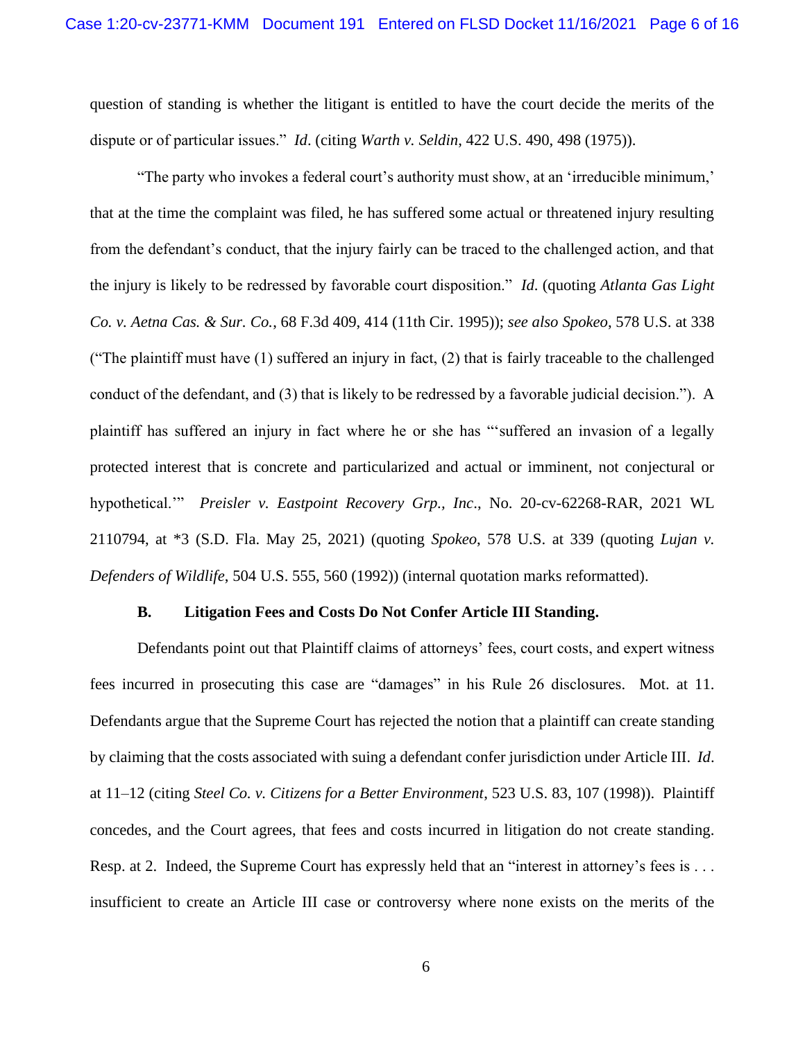question of standing is whether the litigant is entitled to have the court decide the merits of the dispute or of particular issues." *Id*. (citing *Warth v. Seldin*, 422 U.S. 490, 498 (1975)).

"The party who invokes a federal court's authority must show, at an 'irreducible minimum,' that at the time the complaint was filed, he has suffered some actual or threatened injury resulting from the defendant's conduct, that the injury fairly can be traced to the challenged action, and that the injury is likely to be redressed by favorable court disposition." *Id*. (quoting *Atlanta Gas Light Co. v. Aetna Cas. & Sur. Co.*, 68 F.3d 409, 414 (11th Cir. 1995)); *see also Spokeo*, 578 U.S. at 338 ("The plaintiff must have (1) suffered an injury in fact, (2) that is fairly traceable to the challenged conduct of the defendant, and (3) that is likely to be redressed by a favorable judicial decision."). A plaintiff has suffered an injury in fact where he or she has "'suffered an invasion of a legally protected interest that is concrete and particularized and actual or imminent, not conjectural or hypothetical.'" *Preisler v. Eastpoint Recovery Grp., Inc*., No. 20-cv-62268-RAR, 2021 WL 2110794, at *3 (S.D. Fla. May 25, 2021) (quoting *Spokeo*, 578 U.S. at 339 (quoting *Lujan v. Defenders of Wildlife*, 504 U.S. 555, 560 (1992)) (internal quotation marks reformatted).

### B. Litigation Fees and Costs Do Not Confer Article III Standing.

Defendants point out that Plaintiff claims of attorneys' fees, court costs, and expert witness fees incurred in prosecuting this case are "damages" in his Rule 26 disclosures. Mot. at 11. Defendants argue that the Supreme Court has rejected the notion that a plaintiff can create standing by claiming that the costs associated with suing a defendant confer jurisdiction under Article III. *Id*. at 11–12 (citing *Steel Co. v. Citizens for a Better Environment*, 523 U.S. 83, 107 (1998)). Plaintiff concedes, and the Court agrees, that fees and costs incurred in litigation do not create standing. Resp. at 2. Indeed, the Supreme Court has expressly held that an "interest in attorney's fees is . . . insufficient to create an Article III case or controversy where none exists on the merits of the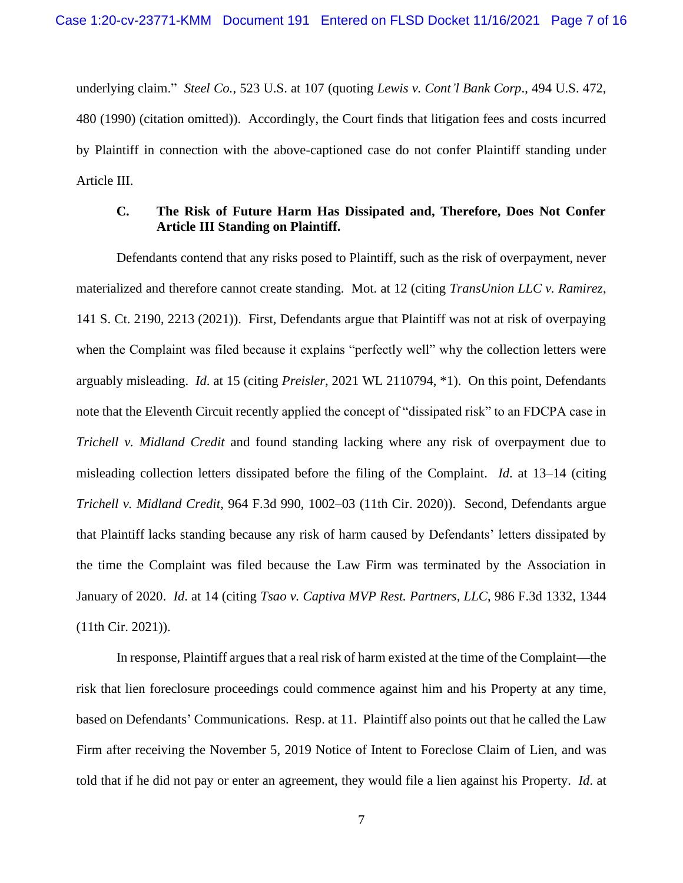underlying claim." *Steel Co.*, 523 U.S. at 107 (quoting *Lewis v. Cont'l Bank Corp*., 494 U.S. 472, 480 (1990) (citation omitted)). Accordingly, the Court finds that litigation fees and costs incurred by Plaintiff in connection with the above-captioned case do not confer Plaintiff standing under Article III.

### C. The Risk of Future Harm Has Dissipated and, Therefore, Does Not Confer Article III Standing on Plaintiff.

Defendants contend that any risks posed to Plaintiff, such as the risk of overpayment, never materialized and therefore cannot create standing. Mot. at 12 (citing *TransUnion LLC v. Ramirez*, 141 S. Ct. 2190, 2213 (2021)). First, Defendants argue that Plaintiff was not at risk of overpaying when the Complaint was filed because it explains "perfectly well" why the collection letters were arguably misleading. *Id*. at 15 (citing *Preisler*, 2021 WL 2110794, *1). On this point, Defendants note that the Eleventh Circuit recently applied the concept of "dissipated risk" to an FDCPA case in *Trichell v. Midland Credit* and found standing lacking where any risk of overpayment due to misleading collection letters dissipated before the filing of the Complaint. *Id*. at 13–14 (citing *Trichell v. Midland Credit*, 964 F.3d 990, 1002–03 (11th Cir. 2020)). Second, Defendants argue that Plaintiff lacks standing because any risk of harm caused by Defendants' letters dissipated by the time the Complaint was filed because the Law Firm was terminated by the Association in January of 2020. *Id*. at 14 (citing *Tsao v. Captiva MVP Rest. Partners, LLC*, 986 F.3d 1332, 1344 (11th Cir. 2021)).

In response, Plaintiff argues that a real risk of harm existed at the time of the Complaint—the risk that lien foreclosure proceedings could commence against him and his Property at any time, based on Defendants' Communications. Resp. at 11. Plaintiff also points out that he called the Law Firm after receiving the November 5, 2019 Notice of Intent to Foreclose Claim of Lien, and was told that if he did not pay or enter an agreement, they would file a lien against his Property. *Id*. at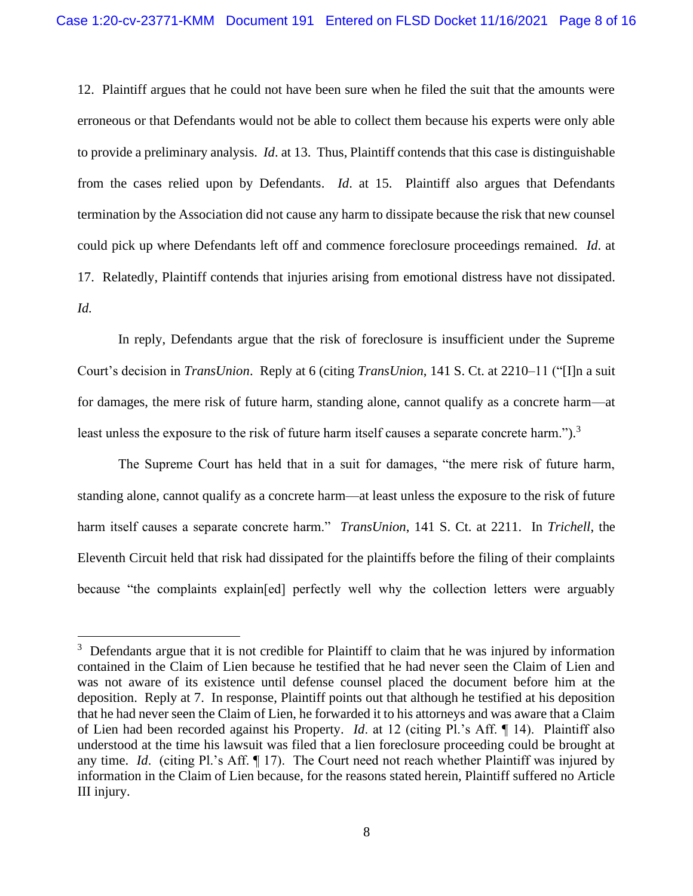12. Plaintiff argues that he could not have been sure when he filed the suit that the amounts were erroneous or that Defendants would not be able to collect them because his experts were only able to provide a preliminary analysis. *Id*. at 13. Thus, Plaintiff contends that this case is distinguishable from the cases relied upon by Defendants. *Id*. at 15. Plaintiff also argues that Defendants termination by the Association did not cause any harm to dissipate because the risk that new counsel could pick up where Defendants left off and commence foreclosure proceedings remained. *Id*. at 17. Relatedly, Plaintiff contends that injuries arising from emotional distress have not dissipated. *Id.*

In reply, Defendants argue that the risk of foreclosure is insufficient under the Supreme Court's decision in *TransUnion*. Reply at 6 (citing *TransUnion*, 141 S. Ct. at 2210–11 ("[I]n a suit for damages, the mere risk of future harm, standing alone, cannot qualify as a concrete harm—at least unless the exposure to the risk of future harm itself causes a separate concrete harm.").[3]

The Supreme Court has held that in a suit for damages, "the mere risk of future harm, standing alone, cannot qualify as a concrete harm—at least unless the exposure to the risk of future harm itself causes a separate concrete harm." *TransUnion*, 141 S. Ct. at 2211. In *Trichell*, the Eleventh Circuit held that risk had dissipated for the plaintiffs before the filing of their complaints because "the complaints explain[ed] perfectly well why the collection letters were arguably

---

[3] Defendants argue that it is not credible for Plaintiff to claim that he was injured by information contained in the Claim of Lien because he testified that he had never seen the Claim of Lien and was not aware of its existence until defense counsel placed the document before him at the deposition. Reply at 7. In response, Plaintiff points out that although he testified at his deposition that he had never seen the Claim of Lien, he forwarded it to his attorneys and was aware that a Claim of Lien had been recorded against his Property. *Id*. at 12 (citing Pl.'s Aff. ¶ 14). Plaintiff also understood at the time his lawsuit was filed that a lien foreclosure proceeding could be brought at any time. *Id*. (citing Pl.'s Aff. ¶ 17). The Court need not reach whether Plaintiff was injured by information in the Claim of Lien because, for the reasons stated herein, Plaintiff suffered no Article III injury.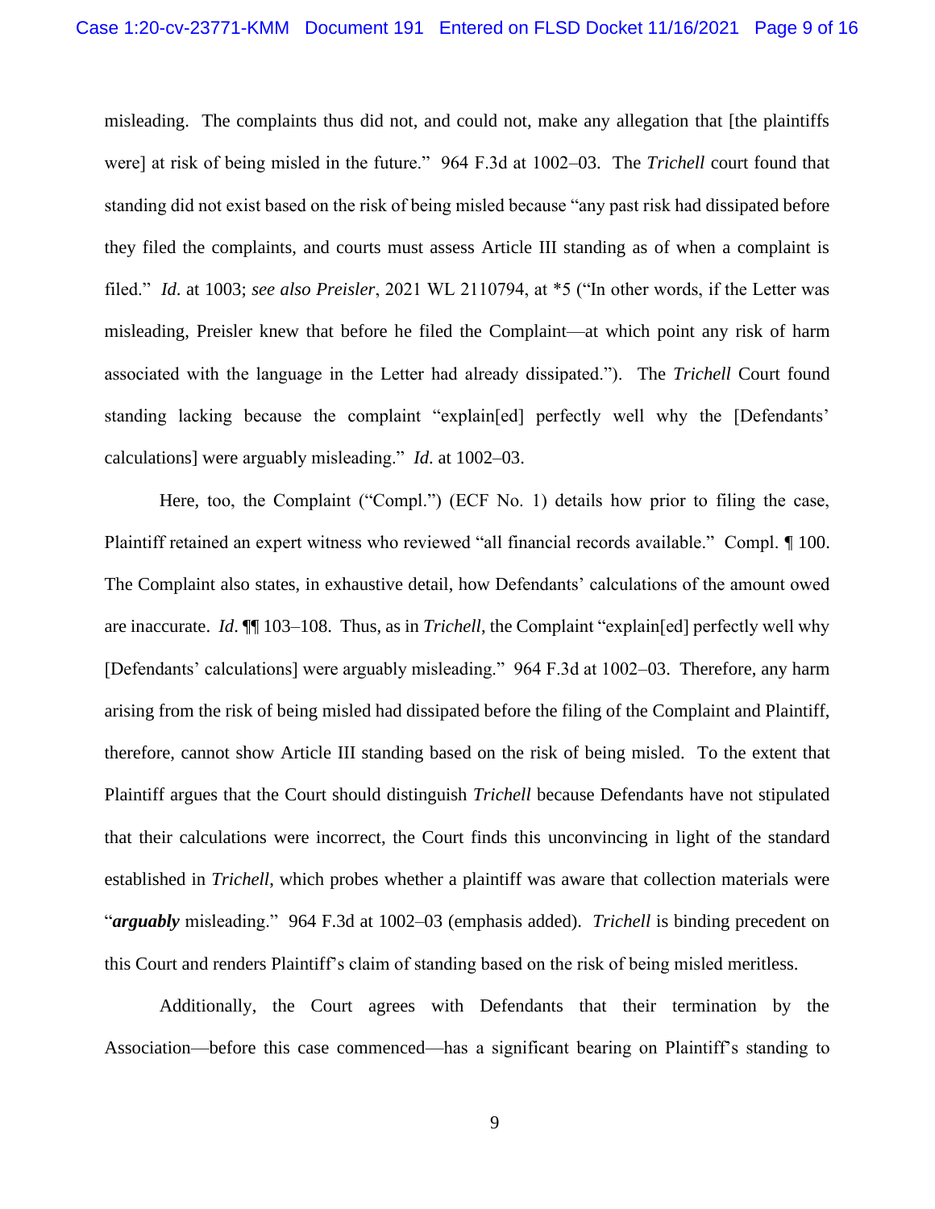misleading. The complaints thus did not, and could not, make any allegation that [the plaintiffs were] at risk of being misled in the future." 964 F.3d at 1002–03. The *Trichell* court found that standing did not exist based on the risk of being misled because "any past risk had dissipated before they filed the complaints, and courts must assess Article III standing as of when a complaint is filed." *Id.* at 1003; *see also Preisler*, 2021 WL 2110794, at *5 ("In other words, if the Letter was misleading, Preisler knew that before he filed the Complaint—at which point any risk of harm associated with the language in the Letter had already dissipated."). The *Trichell* Court found standing lacking because the complaint "explain[ed] perfectly well why the [Defendants' calculations] were arguably misleading." *Id.* at 1002–03.

Here, too, the Complaint ("Compl.") (ECF No. 1) details how prior to filing the case, Plaintiff retained an expert witness who reviewed "all financial records available." Compl. ¶ 100. The Complaint also states, in exhaustive detail, how Defendants' calculations of the amount owed are inaccurate. *Id*. ¶¶ 103–108. Thus, as in *Trichell*, the Complaint "explain[ed] perfectly well why [Defendants' calculations] were arguably misleading." 964 F.3d at 1002–03. Therefore, any harm arising from the risk of being misled had dissipated before the filing of the Complaint and Plaintiff, therefore, cannot show Article III standing based on the risk of being misled. To the extent that Plaintiff argues that the Court should distinguish *Trichell* because Defendants have not stipulated that their calculations were incorrect, the Court finds this unconvincing in light of the standard established in *Trichell*, which probes whether a plaintiff was aware that collection materials were "***arguably*** misleading." 964 F.3d at 1002–03 (emphasis added). *Trichell* is binding precedent on this Court and renders Plaintiff's claim of standing based on the risk of being misled meritless.

Additionally, the Court agrees with Defendants that their termination by the Association—before this case commenced—has a significant bearing on Plaintiff's standing to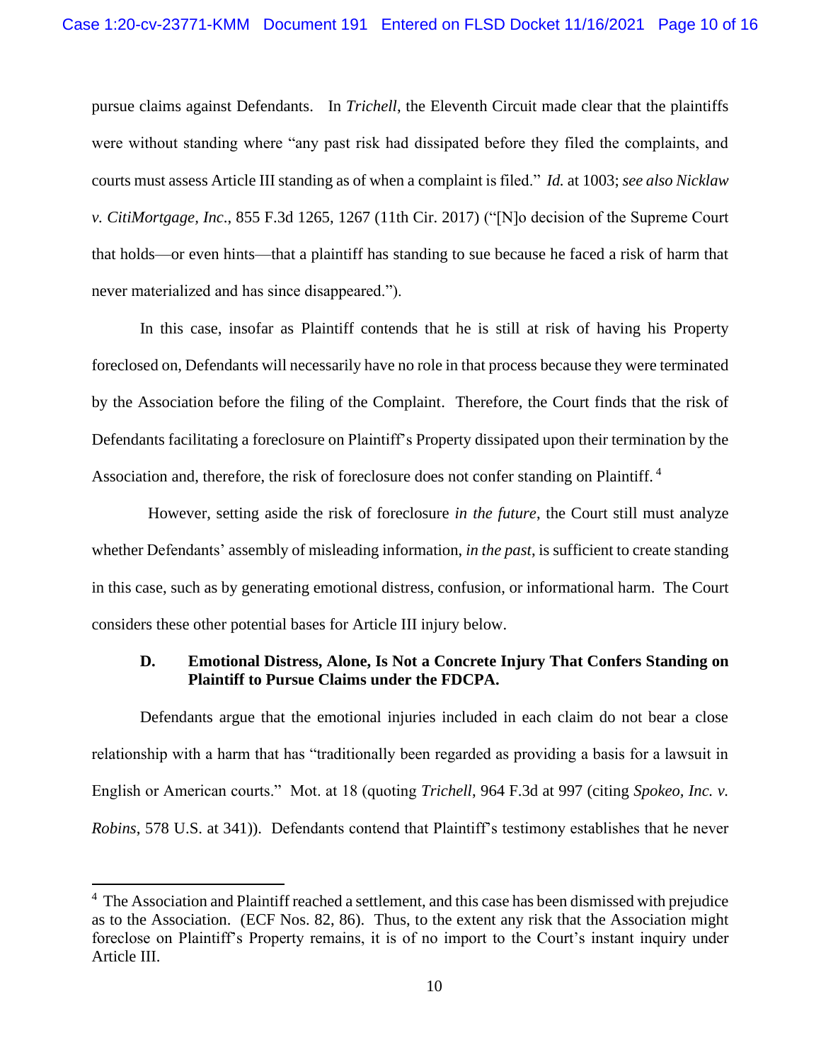pursue claims against Defendants. In *Trichell*, the Eleventh Circuit made clear that the plaintiffs were without standing where "any past risk had dissipated before they filed the complaints, and courts must assess Article III standing as of when a complaint is filed." *Id.* at 1003; *see also Nicklaw v. CitiMortgage, Inc*., 855 F.3d 1265, 1267 (11th Cir. 2017) ("[N]o decision of the Supreme Court that holds—or even hints—that a plaintiff has standing to sue because he faced a risk of harm that never materialized and has since disappeared.").

In this case, insofar as Plaintiff contends that he is still at risk of having his Property foreclosed on, Defendants will necessarily have no role in that process because they were terminated by the Association before the filing of the Complaint. Therefore, the Court finds that the risk of Defendants facilitating a foreclosure on Plaintiff's Property dissipated upon their termination by the Association and, therefore, the risk of foreclosure does not confer standing on Plaintiff.[4]

However, setting aside the risk of foreclosure *in the future*, the Court still must analyze whether Defendants' assembly of misleading information, *in the past*, is sufficient to create standing in this case, such as by generating emotional distress, confusion, or informational harm. The Court considers these other potential bases for Article III injury below.

### D. Emotional Distress, Alone, Is Not a Concrete Injury That Confers Standing on Plaintiff to Pursue Claims under the FDCPA.

Defendants argue that the emotional injuries included in each claim do not bear a close relationship with a harm that has "traditionally been regarded as providing a basis for a lawsuit in English or American courts." Mot. at 18 (quoting *Trichell*, 964 F.3d at 997 (citing *Spokeo, Inc. v. Robins*, 578 U.S. at 341)). Defendants contend that Plaintiff's testimony establishes that he never

---

[4] The Association and Plaintiff reached a settlement, and this case has been dismissed with prejudice as to the Association. (ECF Nos. 82, 86). Thus, to the extent any risk that the Association might foreclose on Plaintiff's Property remains, it is of no import to the Court's instant inquiry under Article III.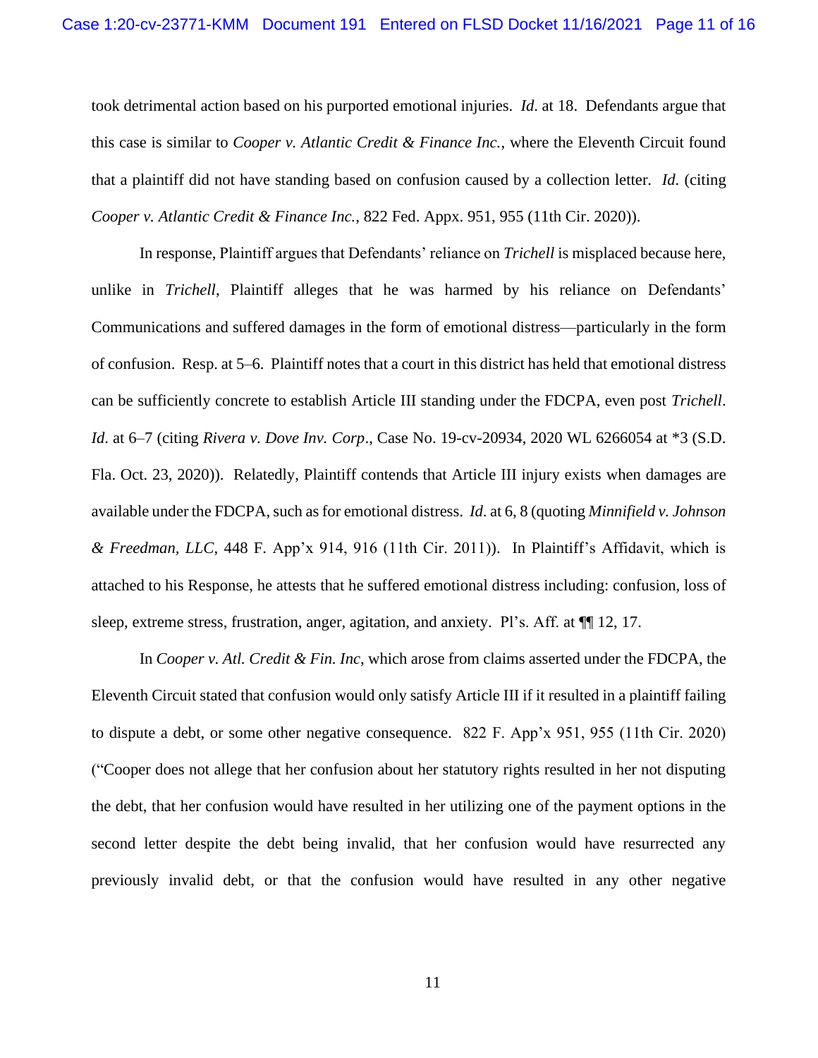took detrimental action based on his purported emotional injuries. *Id.* at 18. Defendants argue that this case is similar to *Cooper v. Atlantic Credit & Finance Inc.*, where the Eleventh Circuit found that a plaintiff did not have standing based on confusion caused by a collection letter. *Id.* (citing *Cooper v. Atlantic Credit & Finance Inc.*, 822 Fed. Appx. 951, 955 (11th Cir. 2020)).

In response, Plaintiff argues that Defendants' reliance on *Trichell* is misplaced because here, unlike in *Trichell*, Plaintiff alleges that he was harmed by his reliance on Defendants' Communications and suffered damages in the form of emotional distress—particularly in the form of confusion. Resp. at 5–6. Plaintiff notes that a court in this district has held that emotional distress can be sufficiently concrete to establish Article III standing under the FDCPA, even post *Trichell*. *Id.* at 6–7 (citing *Rivera v. Dove Inv. Corp*., Case No. 19-cv-20934, 2020 WL 6266054 at *3 (S.D. Fla. Oct. 23, 2020)). Relatedly, Plaintiff contends that Article III injury exists when damages are available under the FDCPA, such as for emotional distress. *Id.* at 6, 8 (quoting *Minnifield v. Johnson & Freedman, LLC*, 448 F. App'x 914, 916 (11th Cir. 2011)). In Plaintiff's Affidavit, which is attached to his Response, he attests that he suffered emotional distress including: confusion, loss of sleep, extreme stress, frustration, anger, agitation, and anxiety. Pl's. Aff. at ¶¶ 12, 17.

In *Cooper v. Atl. Credit & Fin. Inc*, which arose from claims asserted under the FDCPA, the Eleventh Circuit stated that confusion would only satisfy Article III if it resulted in a plaintiff failing to dispute a debt, or some other negative consequence. 822 F. App'x 951, 955 (11th Cir. 2020) ("Cooper does not allege that her confusion about her statutory rights resulted in her not disputing the debt, that her confusion would have resulted in her utilizing one of the payment options in the second letter despite the debt being invalid, that her confusion would have resurrected any previously invalid debt, or that the confusion would have resulted in any other negative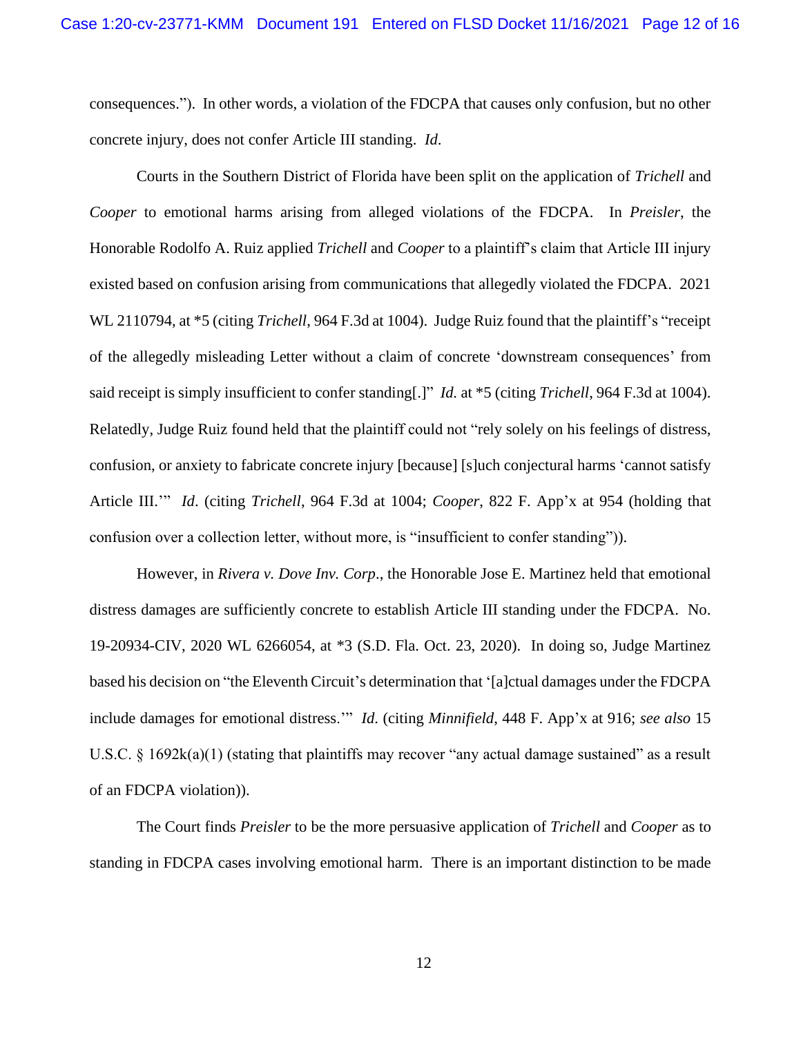consequences."). In other words, a violation of the FDCPA that causes only confusion, but no other concrete injury, does not confer Article III standing. *Id.*

Courts in the Southern District of Florida have been split on the application of *Trichell* and *Cooper* to emotional harms arising from alleged violations of the FDCPA. In *Preisler*, the Honorable Rodolfo A. Ruiz applied *Trichell* and *Cooper* to a plaintiff's claim that Article III injury existed based on confusion arising from communications that allegedly violated the FDCPA. 2021 WL 2110794, at *5 (citing *Trichell*, 964 F.3d at 1004). Judge Ruiz found that the plaintiff's "receipt of the allegedly misleading Letter without a claim of concrete 'downstream consequences' from said receipt is simply insufficient to confer standing[.]" *Id.* at *5 (citing *Trichell*, 964 F.3d at 1004). Relatedly, Judge Ruiz found held that the plaintiff could not "rely solely on his feelings of distress, confusion, or anxiety to fabricate concrete injury [because] [s]uch conjectural harms 'cannot satisfy Article III.'" *Id*. (citing *Trichell*, 964 F.3d at 1004; *Cooper*, 822 F. App'x at 954 (holding that confusion over a collection letter, without more, is "insufficient to confer standing")).

However, in *Rivera v. Dove Inv. Corp*., the Honorable Jose E. Martinez held that emotional distress damages are sufficiently concrete to establish Article III standing under the FDCPA. No. 19-20934-CIV, 2020 WL 6266054, at *3 (S.D. Fla. Oct. 23, 2020). In doing so, Judge Martinez based his decision on "the Eleventh Circuit's determination that '[a]ctual damages under the FDCPA include damages for emotional distress.'" *Id*. (citing *Minnifield*, 448 F. App'x at 916; *see also* 15 U.S.C. § 1692k(a)(1) (stating that plaintiffs may recover "any actual damage sustained" as a result of an FDCPA violation)).

The Court finds *Preisler* to be the more persuasive application of *Trichell* and *Cooper* as to standing in FDCPA cases involving emotional harm. There is an important distinction to be made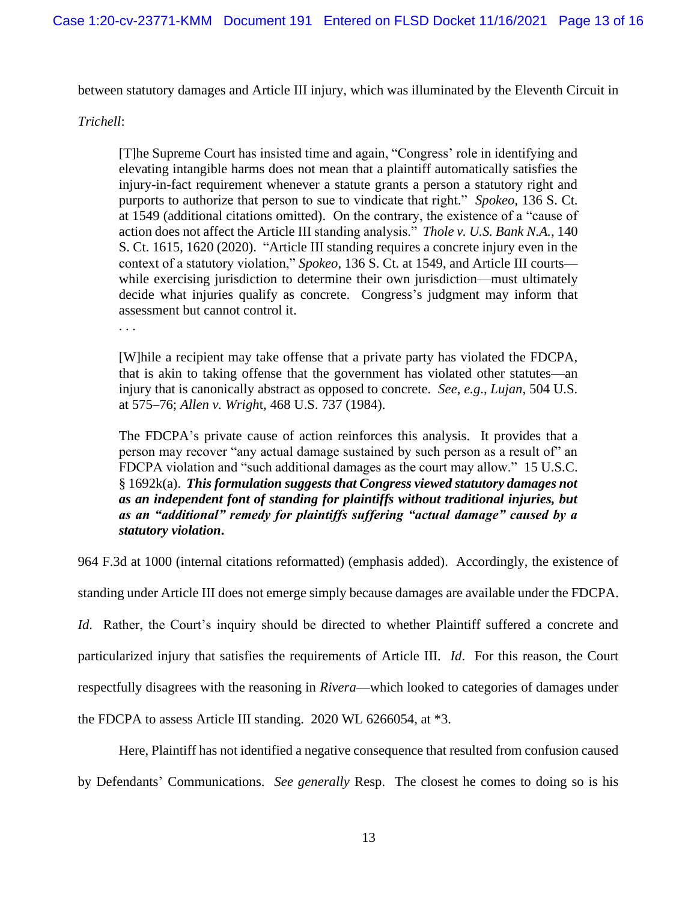between statutory damages and Article III injury, which was illuminated by the Eleventh Circuit in *Trichell*:

> [T]he Supreme Court has insisted time and again, "Congress' role in identifying and elevating intangible harms does not mean that a plaintiff automatically satisfies the injury-in-fact requirement whenever a statute grants a person a statutory right and purports to authorize that person to sue to vindicate that right." *Spokeo*, 136 S. Ct. at 1549 (additional citations omitted). On the contrary, the existence of a "cause of action does not affect the Article III standing analysis." *Thole v. U.S. Bank N.A.*, 140 S. Ct. 1615, 1620 (2020). "Article III standing requires a concrete injury even in the context of a statutory violation," *Spokeo*, 136 S. Ct. at 1549, and Article III courts—while exercising jurisdiction to determine their own jurisdiction—must ultimately decide what injuries qualify as concrete. Congress's judgment may inform that assessment but cannot control it.
>
> . . .
>
> [W]hile a recipient may take offense that a private party has violated the FDCPA, that is akin to taking offense that the government has violated other statutes—an injury that is canonically abstract as opposed to concrete. *See*, *e.g*., *Lujan*, 504 U.S. at 575–76; *Allen v. Wright*, 468 U.S. 737 (1984).
>
> The FDCPA's private cause of action reinforces this analysis. It provides that a person may recover "any actual damage sustained by such person as a result of" an FDCPA violation and "such additional damages as the court may allow." 15 U.S.C. § 1692k(a). ***This formulation suggests that Congress viewed statutory damages not as an independent font of standing for plaintiffs without traditional injuries, but as an "additional" remedy for plaintiffs suffering "actual damage" caused by a statutory violation.***

964 F.3d at 1000 (internal citations reformatted) (emphasis added). Accordingly, the existence of standing under Article III does not emerge simply because damages are available under the FDCPA. *Id*. Rather, the Court's inquiry should be directed to whether Plaintiff suffered a concrete and particularized injury that satisfies the requirements of Article III. *Id*. For this reason, the Court respectfully disagrees with the reasoning in *Rivera*—which looked to categories of damages under the FDCPA to assess Article III standing. 2020 WL 6266054, at *3.

Here, Plaintiff has not identified a negative consequence that resulted from confusion caused by Defendants' Communications. *See generally* Resp. The closest he comes to doing so is his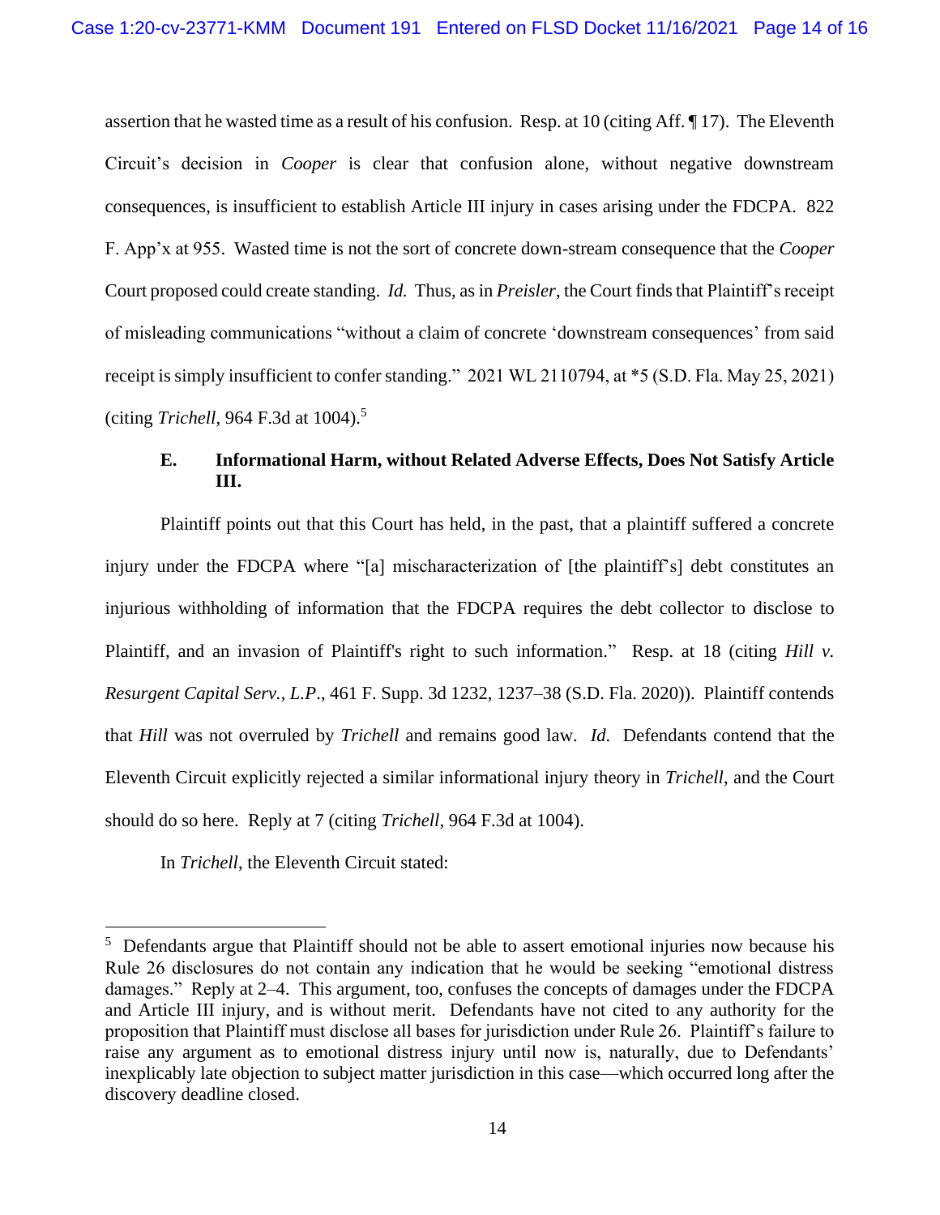assertion that he wasted time as a result of his confusion. Resp. at 10 (citing Aff. ¶ 17). The Eleventh Circuit's decision in *Cooper* is clear that confusion alone, without negative downstream consequences, is insufficient to establish Article III injury in cases arising under the FDCPA. 822 F. App'x at 955. Wasted time is not the sort of concrete down-stream consequence that the *Cooper* Court proposed could create standing. *Id.* Thus, as in *Preisler*, the Court finds that Plaintiff's receipt of misleading communications "without a claim of concrete 'downstream consequences' from said receipt is simply insufficient to confer standing." 2021 WL 2110794, at *5 (S.D. Fla. May 25, 2021) (citing *Trichell*, 964 F.3d at 1004).[5]

### E. Informational Harm, without Related Adverse Effects, Does Not Satisfy Article III.

Plaintiff points out that this Court has held, in the past, that a plaintiff suffered a concrete injury under the FDCPA where "[a] mischaracterization of [the plaintiff's] debt constitutes an injurious withholding of information that the FDCPA requires the debt collector to disclose to Plaintiff, and an invasion of Plaintiff's right to such information." Resp. at 18 (citing *Hill v. Resurgent Capital Serv., L.P.*, 461 F. Supp. 3d 1232, 1237–38 (S.D. Fla. 2020)). Plaintiff contends that *Hill* was not overruled by *Trichell* and remains good law. *Id.* Defendants contend that the Eleventh Circuit explicitly rejected a similar informational injury theory in *Trichell*, and the Court should do so here. Reply at 7 (citing *Trichell*, 964 F.3d at 1004).

In *Trichell*, the Eleventh Circuit stated:

---

[5] Defendants argue that Plaintiff should not be able to assert emotional injuries now because his Rule 26 disclosures do not contain any indication that he would be seeking "emotional distress damages." Reply at 2–4. This argument, too, confuses the concepts of damages under the FDCPA and Article III injury, and is without merit. Defendants have not cited to any authority for the proposition that Plaintiff must disclose all bases for jurisdiction under Rule 26. Plaintiff's failure to raise any argument as to emotional distress injury until now is, naturally, due to Defendants' inexplicably late objection to subject matter jurisdiction in this case—which occurred long after the discovery deadline closed.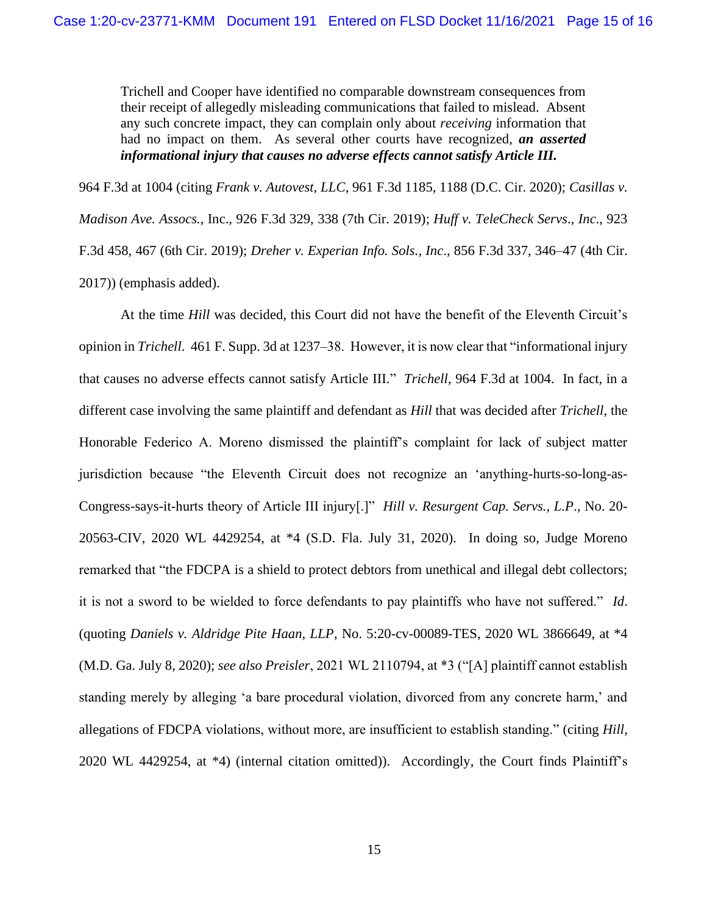> Trichell and Cooper have identified no comparable downstream consequences from their receipt of allegedly misleading communications that failed to mislead. Absent any such concrete impact, they can complain only about *receiving* information that had no impact on them. As several other courts have recognized, ***an asserted informational injury that causes no adverse effects cannot satisfy Article III.***

964 F.3d at 1004 (citing *Frank v. Autovest, LLC*, 961 F.3d 1185, 1188 (D.C. Cir. 2020); *Casillas v. Madison Ave. Assocs.*, Inc., 926 F.3d 329, 338 (7th Cir. 2019); *Huff v. TeleCheck Servs*., *Inc*., 923 F.3d 458, 467 (6th Cir. 2019); *Dreher v. Experian Info. Sols., Inc*., 856 F.3d 337, 346–47 (4th Cir. 2017)) (emphasis added).

At the time *Hill* was decided, this Court did not have the benefit of the Eleventh Circuit's opinion in *Trichell*. 461 F. Supp. 3d at 1237–38. However, it is now clear that "informational injury that causes no adverse effects cannot satisfy Article III." *Trichell*, 964 F.3d at 1004. In fact, in a different case involving the same plaintiff and defendant as *Hill* that was decided after *Trichell*, the Honorable Federico A. Moreno dismissed the plaintiff's complaint for lack of subject matter jurisdiction because "the Eleventh Circuit does not recognize an 'anything-hurts-so-long-as-Congress-says-it-hurts theory of Article III injury[.]" *Hill v. Resurgent Cap. Servs., L.P*., No. 20-20563-CIV, 2020 WL 4429254, at *4 (S.D. Fla. July 31, 2020). In doing so, Judge Moreno remarked that "the FDCPA is a shield to protect debtors from unethical and illegal debt collectors; it is not a sword to be wielded to force defendants to pay plaintiffs who have not suffered." *Id*. (quoting *Daniels v. Aldridge Pite Haan, LLP*, No. 5:20-cv-00089-TES, 2020 WL 3866649, at *4 (M.D. Ga. July 8, 2020); *see also Preisler*, 2021 WL 2110794, at *3 ("[A] plaintiff cannot establish standing merely by alleging 'a bare procedural violation, divorced from any concrete harm,' and allegations of FDCPA violations, without more, are insufficient to establish standing." (citing *Hill*, 2020 WL 4429254, at *4) (internal citation omitted)). Accordingly, the Court finds Plaintiff's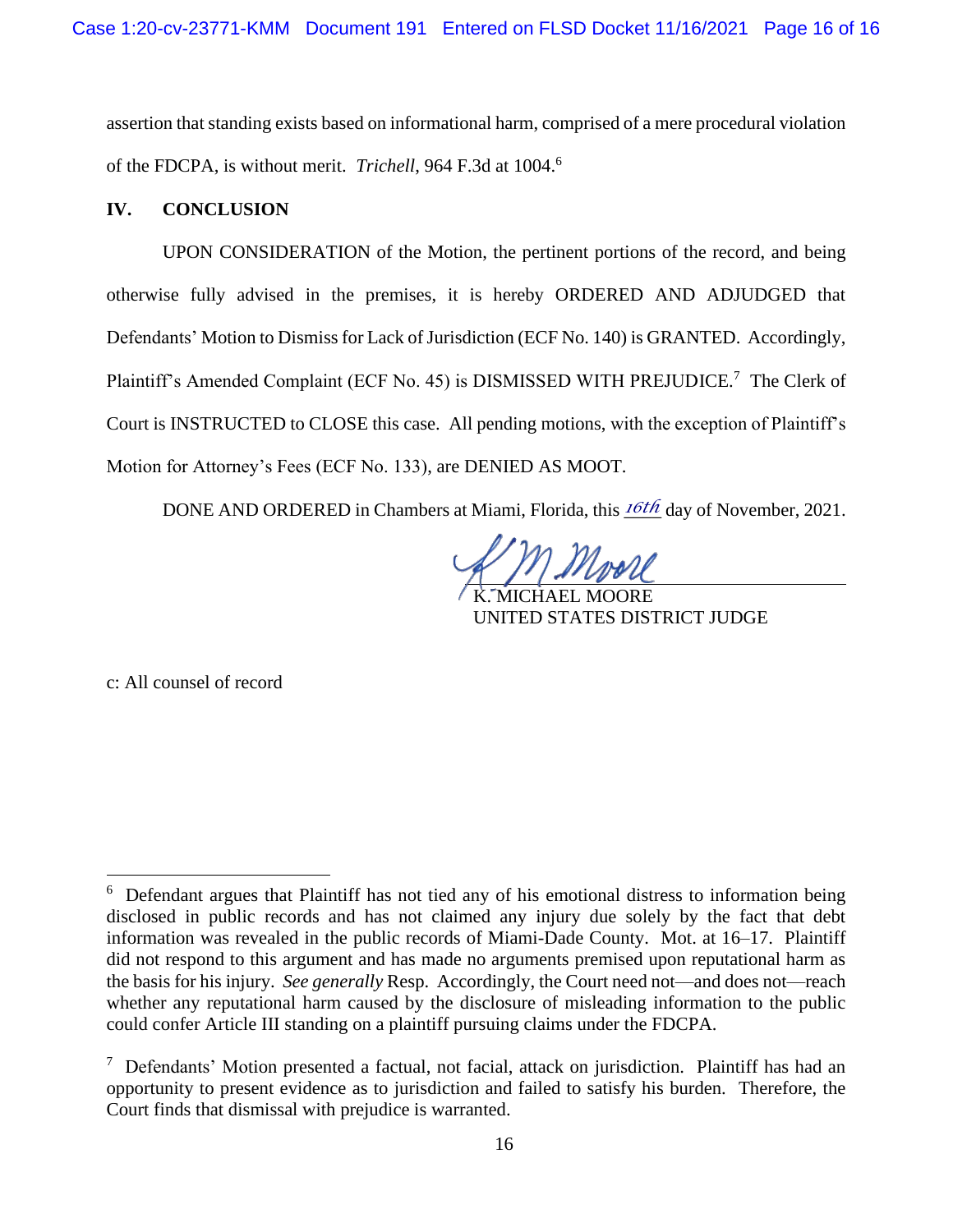assertion that standing exists based on informational harm, comprised of a mere procedural violation of the FDCPA, is without merit. *Trichell*, 964 F.3d at 1004.[6]

## IV. CONCLUSION

UPON CONSIDERATION of the Motion, the pertinent portions of the record, and being otherwise fully advised in the premises, it is hereby ORDERED AND ADJUDGED that Defendants' Motion to Dismiss for Lack of Jurisdiction (ECF No. 140) is GRANTED. Accordingly, Plaintiff's Amended Complaint (ECF No. 45) is DISMISSED WITH PREJUDICE.[7] The Clerk of Court is INSTRUCTED to CLOSE this case. All pending motions, with the exception of Plaintiff's Motion for Attorney's Fees (ECF No. 133), are DENIED AS MOOT.

DONE AND ORDERED in Chambers at Miami, Florida, this 16th day of November, 2021.

K. MICHAEL MOORE
UNITED STATES DISTRICT JUDGE

c: All counsel of record

---

[6] Defendant argues that Plaintiff has not tied any of his emotional distress to information being disclosed in public records and has not claimed any injury due solely by the fact that debt information was revealed in the public records of Miami-Dade County. Mot. at 16–17. Plaintiff did not respond to this argument and has made no arguments premised upon reputational harm as the basis for his injury. *See generally* Resp. Accordingly, the Court need not—and does not—reach whether any reputational harm caused by the disclosure of misleading information to the public could confer Article III standing on a plaintiff pursuing claims under the FDCPA.

[7] Defendants' Motion presented a factual, not facial, attack on jurisdiction. Plaintiff has had an opportunity to present evidence as to jurisdiction and failed to satisfy his burden. Therefore, the Court finds that dismissal with prejudice is warranted.